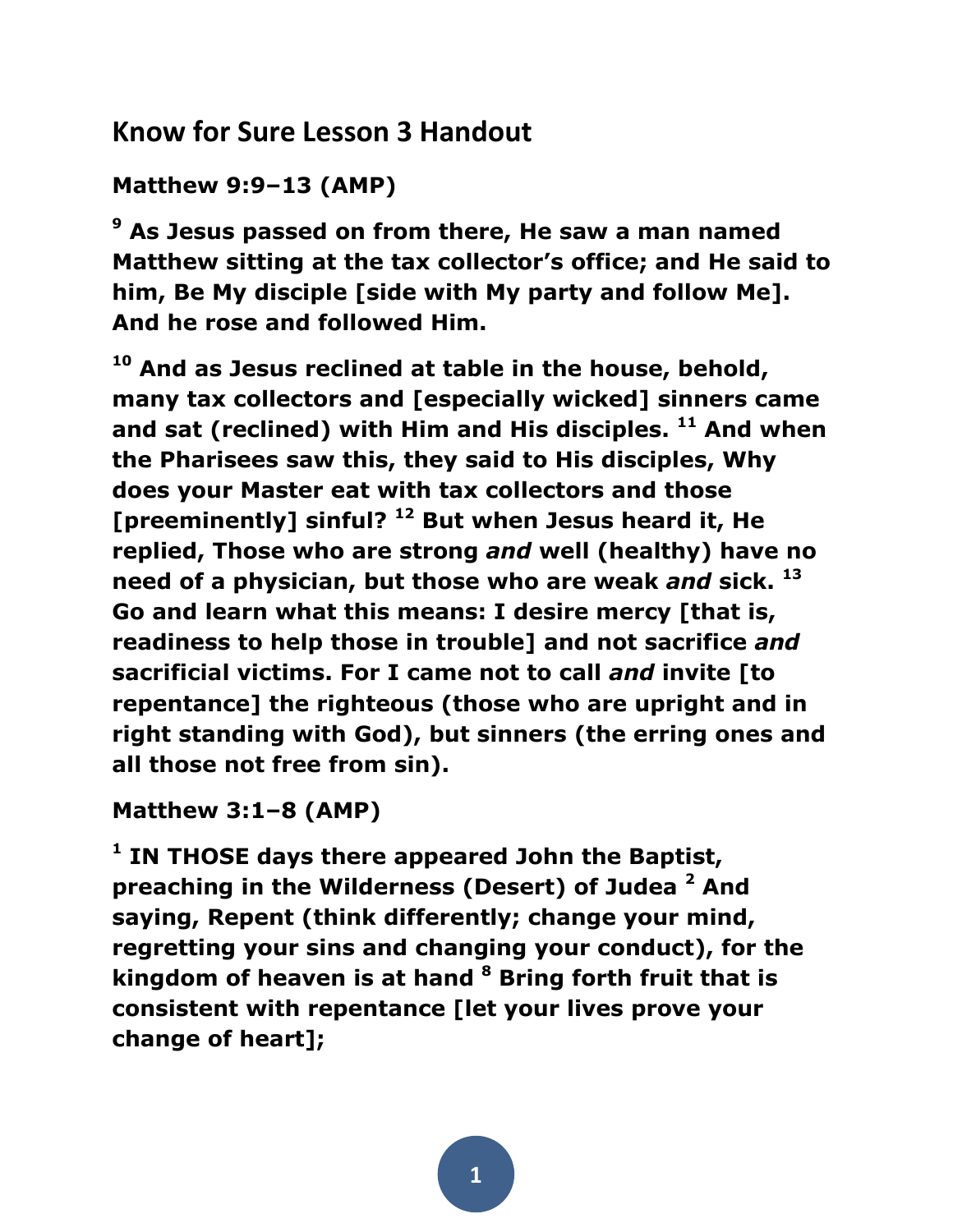## Know for Sure Lesson 3 Handout

**Matthew 9:9–13 (AMP)**

**[9] As Jesus passed on from there, He saw a man named Matthew sitting at the tax collector's office; and He said to him, Be My disciple [side with My party and follow Me]. And he rose and followed Him.**

**[10] And as Jesus reclined at table in the house, behold, many tax collectors and [especially wicked] sinners came and sat (reclined) with Him and His disciples. [11] And when the Pharisees saw this, they said to His disciples, Why does your Master eat with tax collectors and those [preeminently] sinful? [12] But when Jesus heard it, He replied, Those who are strong *and* well (healthy) have no need of a physician, but those who are weak *and* sick. [13] Go and learn what this means: I desire mercy [that is, readiness to help those in trouble] and not sacrifice *and* sacrificial victims. For I came not to call *and* invite [to repentance] the righteous (those who are upright and in right standing with God), but sinners (the erring ones and all those not free from sin).**

**Matthew 3:1–8 (AMP)**

**[1] IN THOSE days there appeared John the Baptist, preaching in the Wilderness (Desert) of Judea [2] And saying, Repent (think differently; change your mind, regretting your sins and changing your conduct), for the kingdom of heaven is at hand [8] Bring forth fruit that is consistent with repentance [let your lives prove your change of heart];**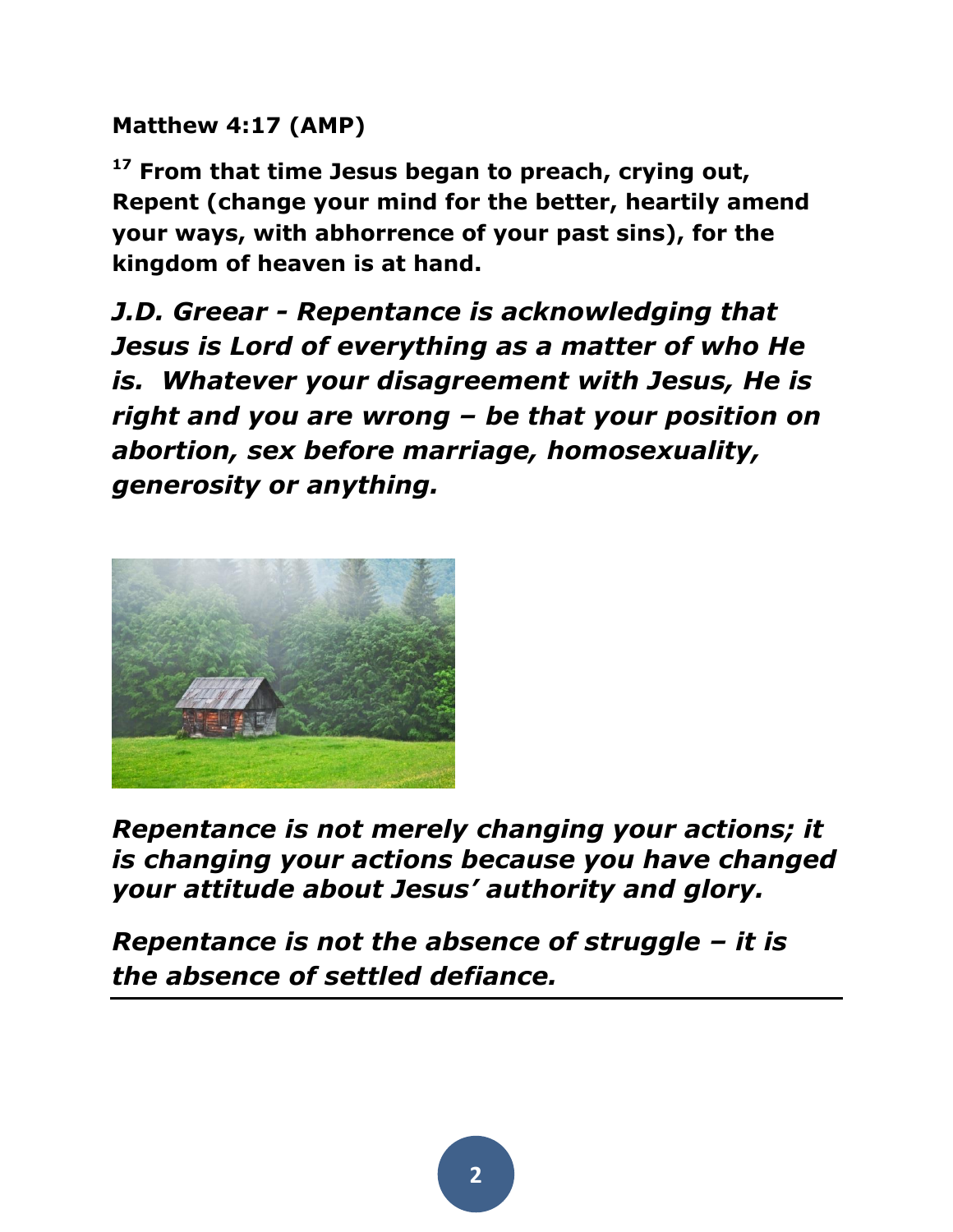**Matthew 4:17 (AMP)**

**[17] From that time Jesus began to preach, crying out, Repent (change your mind for the better, heartily amend your ways, with abhorrence of your past sins), for the kingdom of heaven is at hand.**

***J.D. Greear - Repentance is acknowledging that Jesus is Lord of everything as a matter of who He is. Whatever your disagreement with Jesus, He is right and you are wrong – be that your position on abortion, sex before marriage, homosexuality, generosity or anything.***

***Repentance is not merely changing your actions; it is changing your actions because you have changed your attitude about Jesus' authority and glory.***

***Repentance is not the absence of struggle – it is the absence of settled defiance.***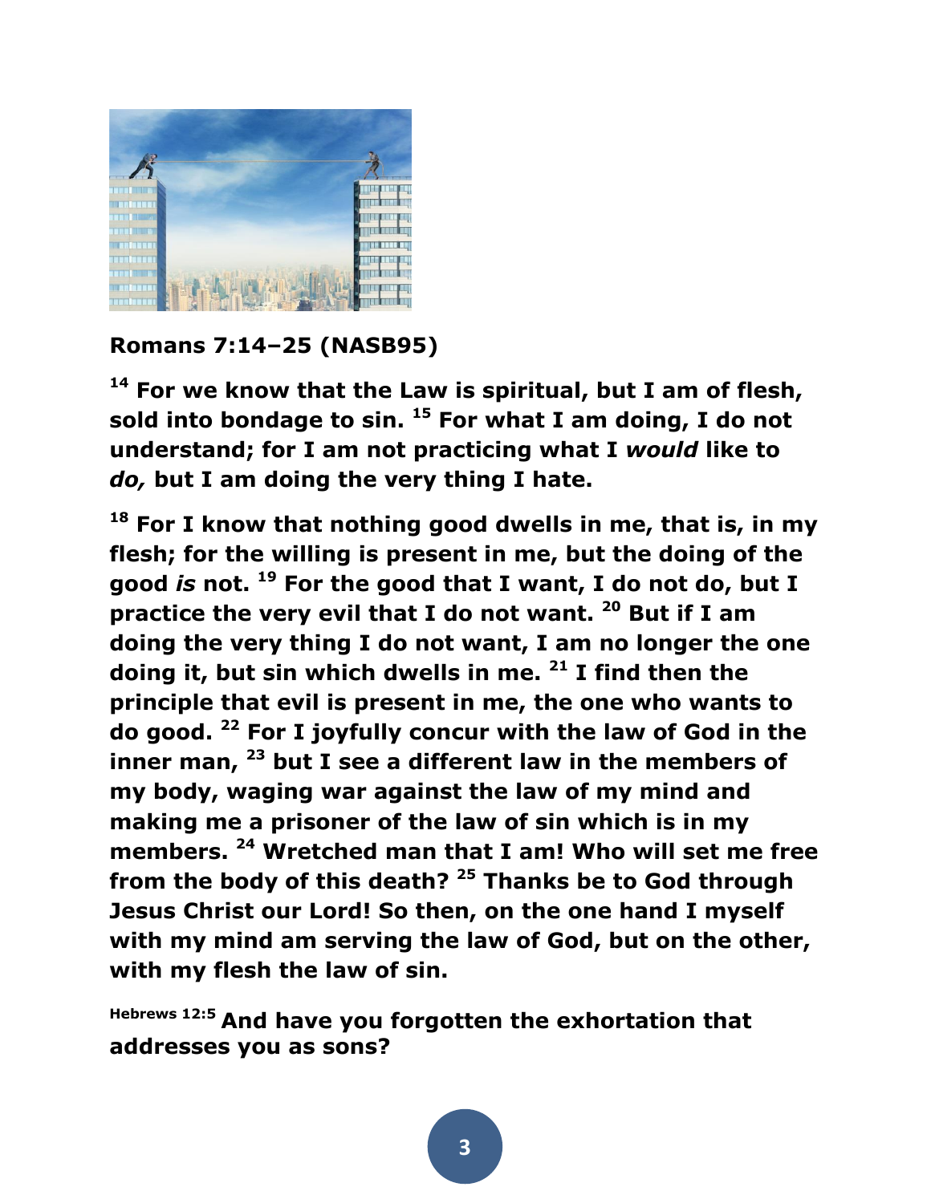**Romans 7:14–25 (NASB95)**

**[14] For we know that the Law is spiritual, but I am of flesh, sold into bondage to sin. [15] For what I am doing, I do not understand; for I am not practicing what I *would* like to *do,* but I am doing the very thing I hate.**

**[18] For I know that nothing good dwells in me, that is, in my flesh; for the willing is present in me, but the doing of the good *is* not. [19] For the good that I want, I do not do, but I practice the very evil that I do not want. [20] But if I am doing the very thing I do not want, I am no longer the one doing it, but sin which dwells in me. [21] I find then the principle that evil is present in me, the one who wants to do good. [22] For I joyfully concur with the law of God in the inner man, [23] but I see a different law in the members of my body, waging war against the law of my mind and making me a prisoner of the law of sin which is in my members. [24] Wretched man that I am! Who will set me free from the body of this death? [25] Thanks be to God through Jesus Christ our Lord! So then, on the one hand I myself with my mind am serving the law of God, but on the other, with my flesh the law of sin.**

**[Hebrews 12:5] And have you forgotten the exhortation that addresses you as sons?**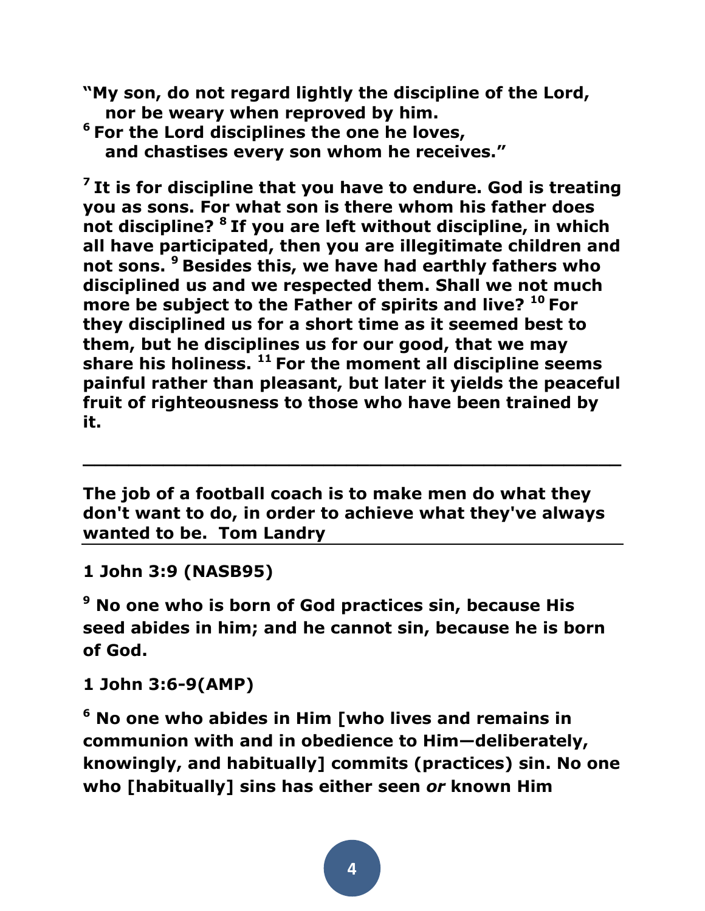**"My son, do not regard lightly the discipline of the Lord,**
**nor be weary when reproved by him.**
**[6] For the Lord disciplines the one he loves,**
**and chastises every son whom he receives."**

**[7] It is for discipline that you have to endure. God is treating you as sons. For what son is there whom his father does not discipline? [8] If you are left without discipline, in which all have participated, then you are illegitimate children and not sons. [9] Besides this, we have had earthly fathers who disciplined us and we respected them. Shall we not much more be subject to the Father of spirits and live? [10] For they disciplined us for a short time as it seemed best to them, but he disciplines us for our good, that we may share his holiness. [11] For the moment all discipline seems painful rather than pleasant, but later it yields the peaceful fruit of righteousness to those who have been trained by it.**

---

**The job of a football coach is to make men do what they don't want to do, in order to achieve what they've always wanted to be. Tom Landry**

---

**1 John 3:9 (NASB95)**

**[9] No one who is born of God practices sin, because His seed abides in him; and he cannot sin, because he is born of God.**

**1 John 3:6-9(AMP)**

**[6] No one who abides in Him [who lives and remains in communion with and in obedience to Him—deliberately, knowingly, and habitually] commits (practices) sin. No one who [habitually] sins has either seen *or* known Him**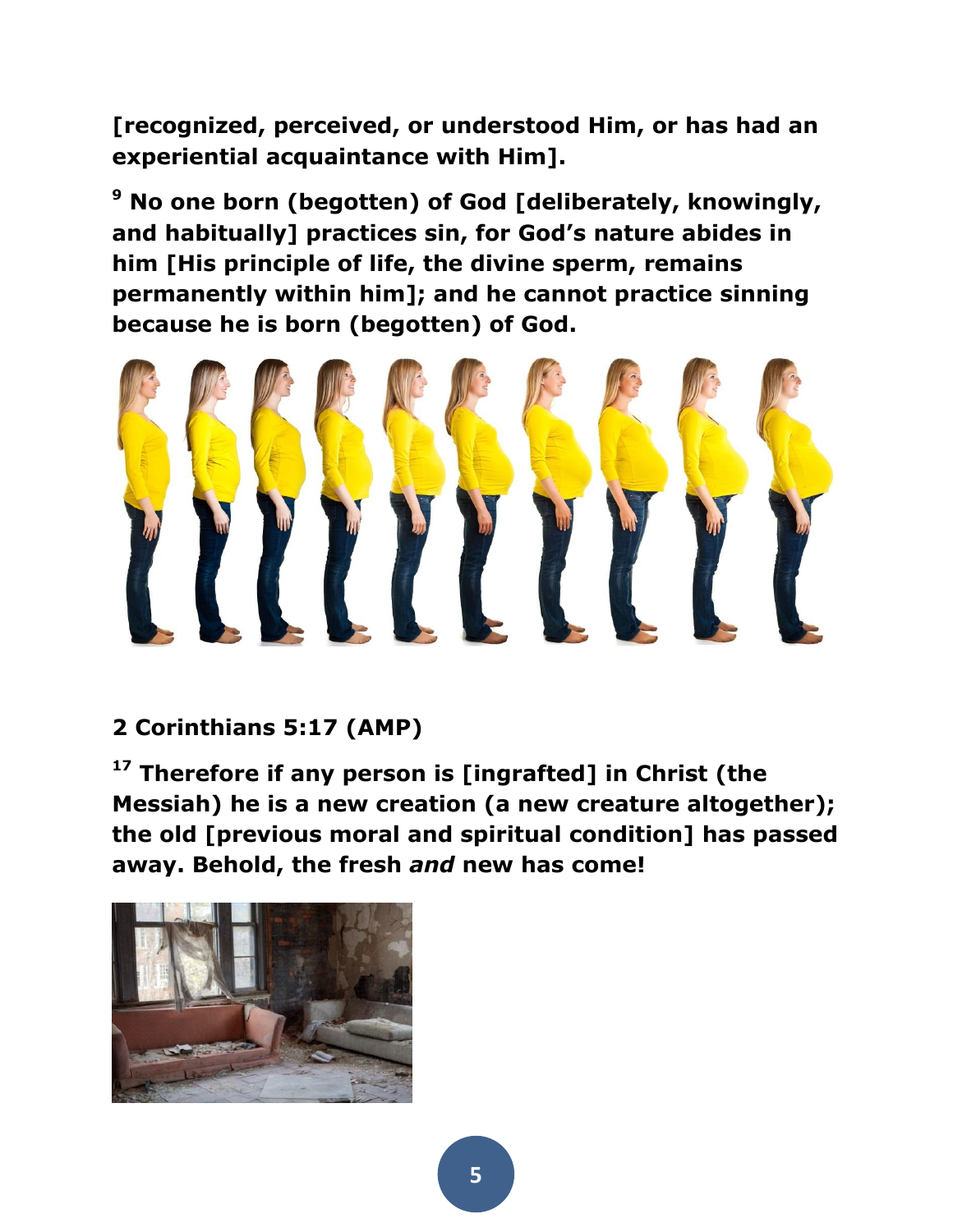**[recognized, perceived, or understood Him, or has had an experiential acquaintance with Him].**

**9 No one born (begotten) of God [deliberately, knowingly, and habitually] practices sin, for God's nature abides in him [His principle of life, the divine sperm, remains permanently within him]; and he cannot practice sinning because he is born (begotten) of God.**

**2 Corinthians 5:17 (AMP)**

**17 Therefore if any person is [ingrafted] in Christ (the Messiah) he is a new creation (a new creature altogether); the old [previous moral and spiritual condition] has passed away. Behold, the fresh *and* new has come!**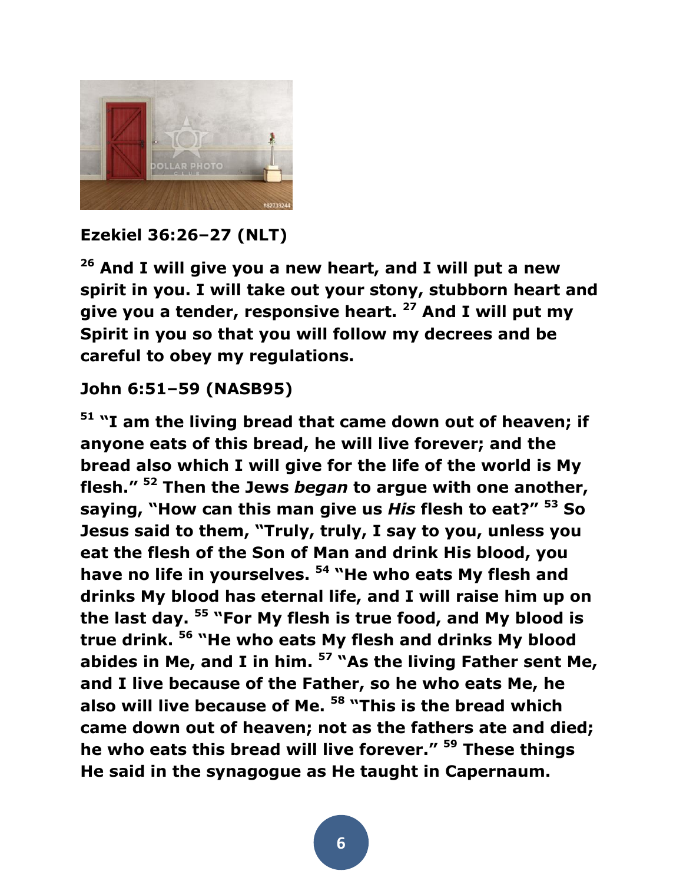**Ezekiel 36:26–27 (NLT)**

**[26] And I will give you a new heart, and I will put a new spirit in you. I will take out your stony, stubborn heart and give you a tender, responsive heart. [27] And I will put my Spirit in you so that you will follow my decrees and be careful to obey my regulations.**

**John 6:51–59 (NASB95)**

**[51] "I am the living bread that came down out of heaven; if anyone eats of this bread, he will live forever; and the bread also which I will give for the life of the world is My flesh." [52] Then the Jews *began* to argue with one another, saying, "How can this man give us *His* flesh to eat?" [53] So Jesus said to them, "Truly, truly, I say to you, unless you eat the flesh of the Son of Man and drink His blood, you have no life in yourselves. [54] "He who eats My flesh and drinks My blood has eternal life, and I will raise him up on the last day. [55] "For My flesh is true food, and My blood is true drink. [56] "He who eats My flesh and drinks My blood abides in Me, and I in him. [57] "As the living Father sent Me, and I live because of the Father, so he who eats Me, he also will live because of Me. [58] "This is the bread which came down out of heaven; not as the fathers ate and died; he who eats this bread will live forever." [59] These things He said in the synagogue as He taught in Capernaum.**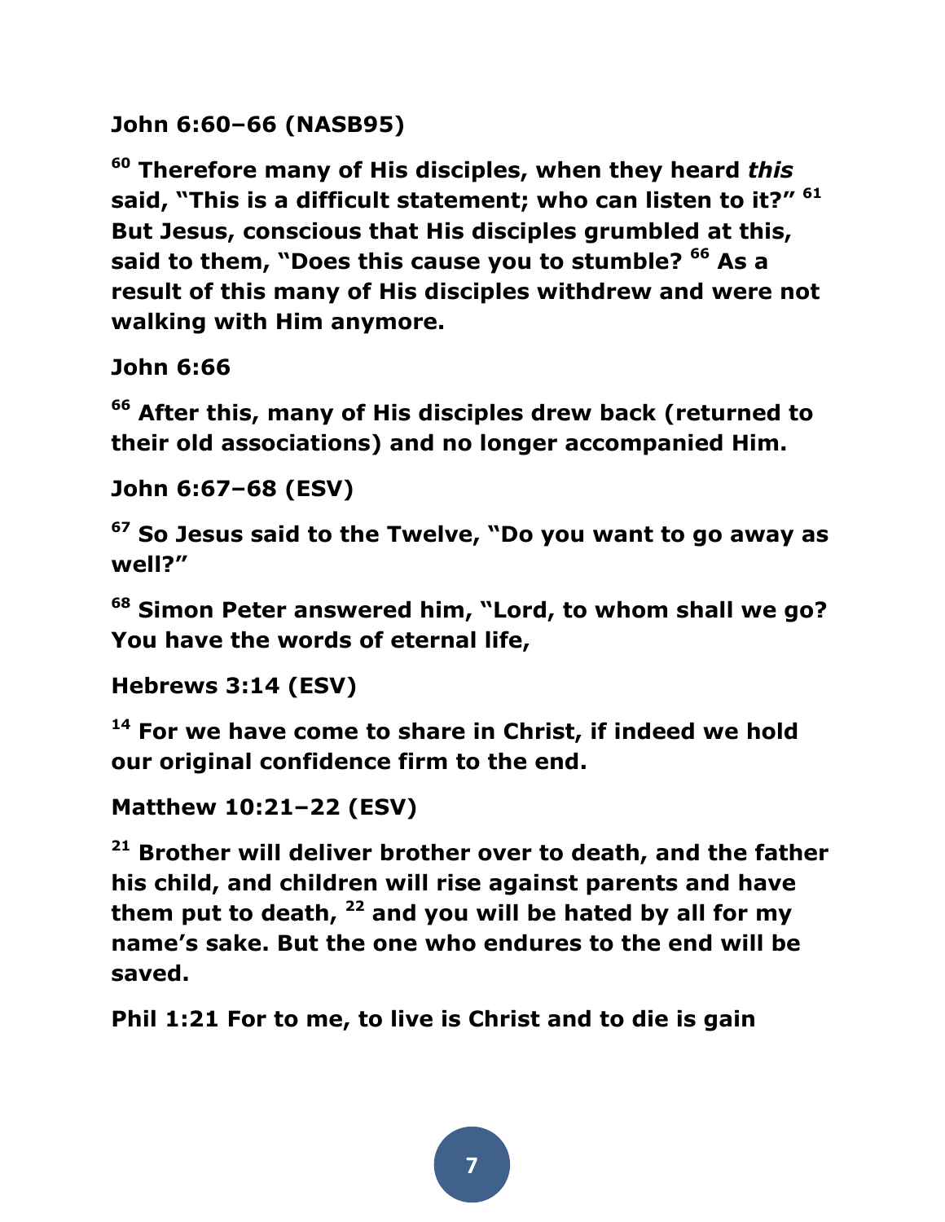**John 6:60–66 (NASB95)**

**[60] Therefore many of His disciples, when they heard *this* said, "This is a difficult statement; who can listen to it?" [61] But Jesus, conscious that His disciples grumbled at this, said to them, "Does this cause you to stumble? [66] As a result of this many of His disciples withdrew and were not walking with Him anymore.**

**John 6:66**

**[66] After this, many of His disciples drew back (returned to their old associations) and no longer accompanied Him.**

**John 6:67–68 (ESV)**

**[67] So Jesus said to the Twelve, "Do you want to go away as well?"**

**[68] Simon Peter answered him, "Lord, to whom shall we go? You have the words of eternal life,**

**Hebrews 3:14 (ESV)**

**[14] For we have come to share in Christ, if indeed we hold our original confidence firm to the end.**

**Matthew 10:21–22 (ESV)**

**[21] Brother will deliver brother over to death, and the father his child, and children will rise against parents and have them put to death, [22] and you will be hated by all for my name's sake. But the one who endures to the end will be saved.**

**Phil 1:21 For to me, to live is Christ and to die is gain**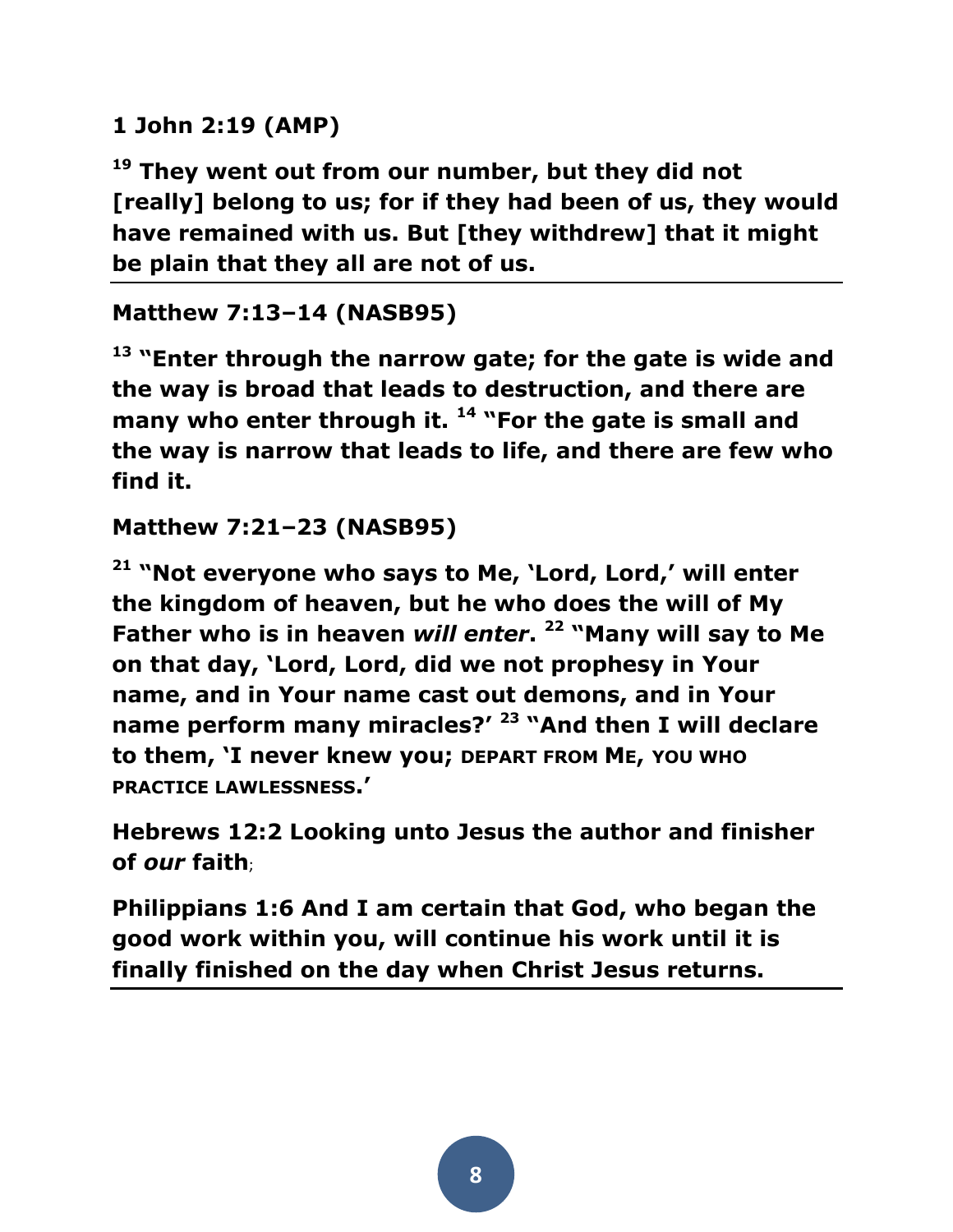**1 John 2:19 (AMP)**

**[19] They went out from our number, but they did not [really] belong to us; for if they had been of us, they would have remained with us. But [they withdrew] that it might be plain that they all are not of us.**

---

**Matthew 7:13–14 (NASB95)**

**[13] "Enter through the narrow gate; for the gate is wide and the way is broad that leads to destruction, and there are many who enter through it. [14] "For the gate is small and the way is narrow that leads to life, and there are few who find it.**

**Matthew 7:21–23 (NASB95)**

**[21] "Not everyone who says to Me, 'Lord, Lord,' will enter the kingdom of heaven, but he who does the will of My Father who is in heaven *will enter*. [22] "Many will say to Me on that day, 'Lord, Lord, did we not prophesy in Your name, and in Your name cast out demons, and in Your name perform many miracles?' [23] "And then I will declare to them, 'I never knew you; DEPART FROM ME, YOU WHO PRACTICE LAWLESSNESS.'**

**Hebrews 12:2 Looking unto Jesus the author and finisher of *our* faith**;

**Philippians 1:6 And I am certain that God, who began the good work within you, will continue his work until it is finally finished on the day when Christ Jesus returns.**

---